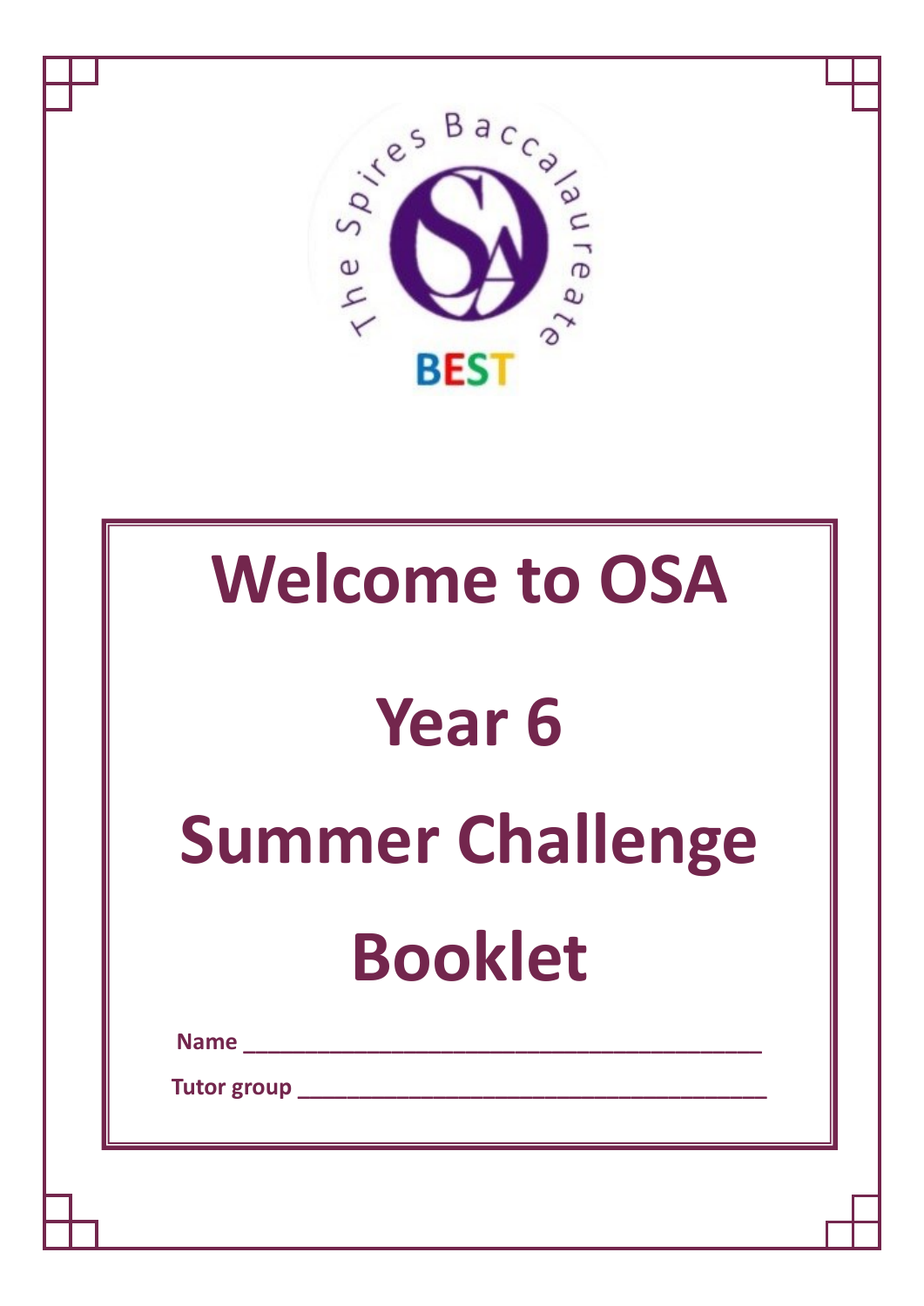The Spires Baccalaureate

BEST

# Welcome to OSA

# Year 6

# Summer Challenge

# Booklet

**Name** ___________________________________________

**Tutor group** ______________________________________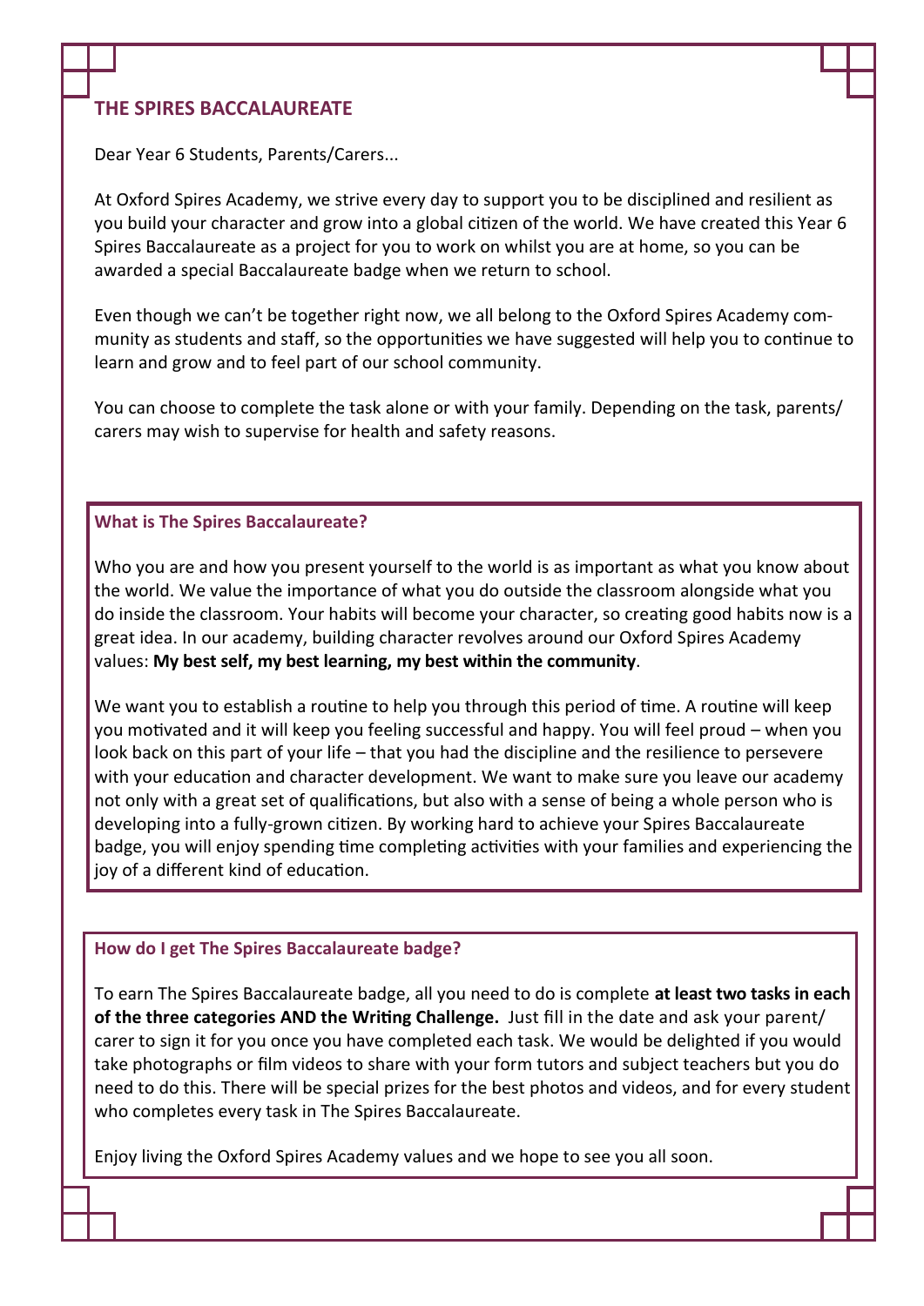## THE SPIRES BACCALAUREATE

Dear Year 6 Students, Parents/Carers...

At Oxford Spires Academy, we strive every day to support you to be disciplined and resilient as you build your character and grow into a global citizen of the world. We have created this Year 6 Spires Baccalaureate as a project for you to work on whilst you are at home, so you can be awarded a special Baccalaureate badge when we return to school.

Even though we can't be together right now, we all belong to the Oxford Spires Academy community as students and staff, so the opportunities we have suggested will help you to continue to learn and grow and to feel part of our school community.

You can choose to complete the task alone or with your family. Depending on the task, parents/carers may wish to supervise for health and safety reasons.

### What is The Spires Baccalaureate?

Who you are and how you present yourself to the world is as important as what you know about the world. We value the importance of what you do outside the classroom alongside what you do inside the classroom. Your habits will become your character, so creating good habits now is a great idea. In our academy, building character revolves around our Oxford Spires Academy values: **My best self, my best learning, my best within the community**.

We want you to establish a routine to help you through this period of time. A routine will keep you motivated and it will keep you feeling successful and happy. You will feel proud – when you look back on this part of your life – that you had the discipline and the resilience to persevere with your education and character development. We want to make sure you leave our academy not only with a great set of qualifications, but also with a sense of being a whole person who is developing into a fully-grown citizen. By working hard to achieve your Spires Baccalaureate badge, you will enjoy spending time completing activities with your families and experiencing the joy of a different kind of education.

### How do I get The Spires Baccalaureate badge?

To earn The Spires Baccalaureate badge, all you need to do is complete **at least two tasks in each of the three categories AND the Writing Challenge.** Just fill in the date and ask your parent/carer to sign it for you once you have completed each task. We would be delighted if you would take photographs or film videos to share with your form tutors and subject teachers but you do need to do this. There will be special prizes for the best photos and videos, and for every student who completes every task in The Spires Baccalaureate.

Enjoy living the Oxford Spires Academy values and we hope to see you all soon.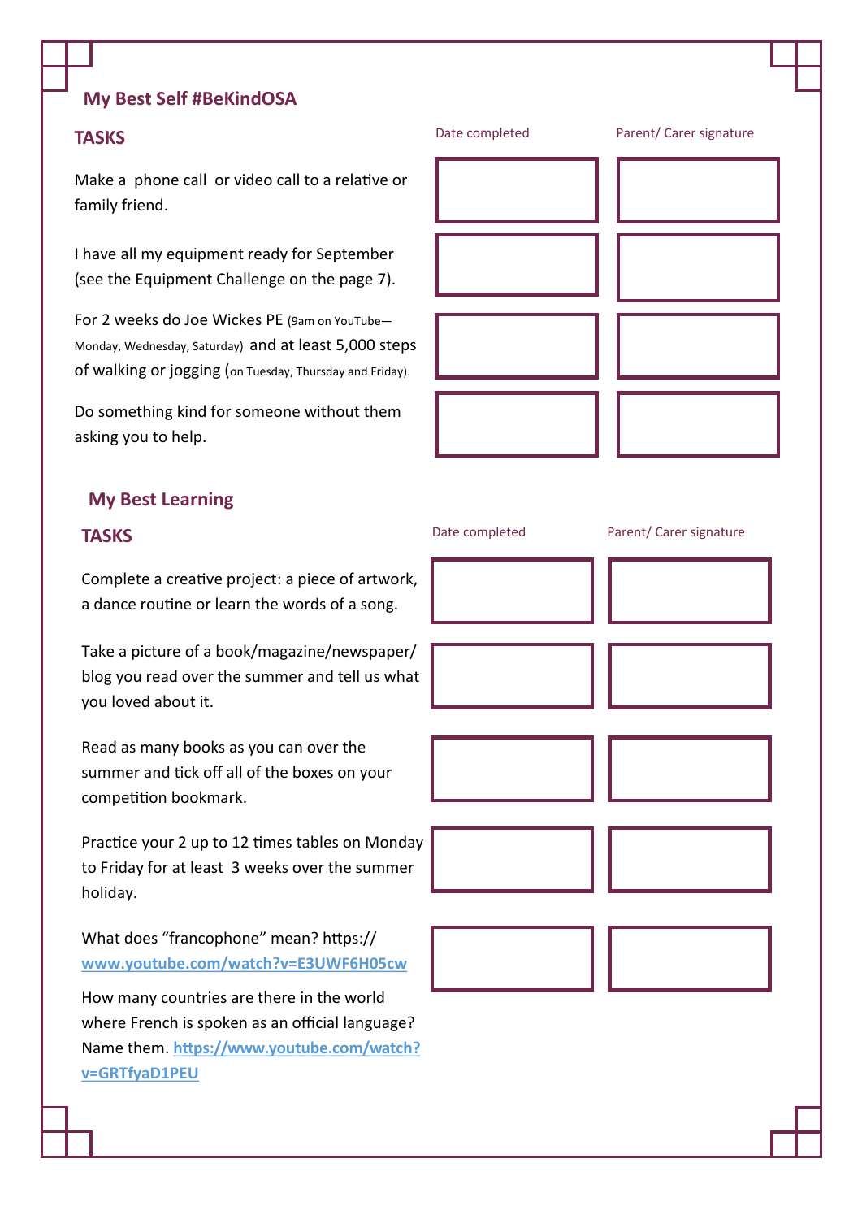## My Best Self #BeKindOSA

| TASKS | Date completed | Parent/ Carer signature |
| --- | --- | --- |
| Make a phone call or video call to a relative or family friend. | | |
| I have all my equipment ready for September (see the Equipment Challenge on the page 7). | | |
| For 2 weeks do Joe Wickes PE (9am on YouTube—Monday, Wednesday, Saturday) and at least 5,000 steps of walking or jogging (on Tuesday, Thursday and Friday). | | |
| Do something kind for someone without them asking you to help. | | |

## My Best Learning

| TASKS | Date completed | Parent/ Carer signature |
| --- | --- | --- |
| Complete a creative project: a piece of artwork, a dance routine or learn the words of a song. | | |
| Take a picture of a book/magazine/newspaper/blog you read over the summer and tell us what you loved about it. | | |
| Read as many books as you can over the summer and tick off all of the boxes on your competition bookmark. | | |
| Practice your 2 up to 12 times tables on Monday to Friday for at least 3 weeks over the summer holiday. | | |
| What does "francophone" mean? https://www.youtube.com/watch?v=E3UWF6H05cw<br><br>How many countries are there in the world where French is spoken as an official language? Name them. https://www.youtube.com/watch?v=GRTfyaD1PEU | | |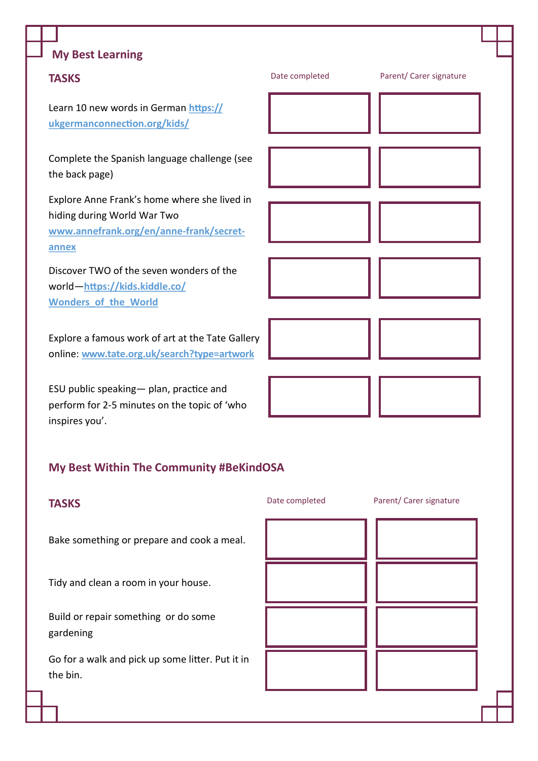## My Best Learning

| TASKS | Date completed | Parent/ Carer signature |
|---|---|---|
| Learn 10 new words in German https://ukgermanconnection.org/kids/ | | |
| Complete the Spanish language challenge (see the back page) | | |
| Explore Anne Frank's home where she lived in hiding during World War Two www.annefrank.org/en/anne-frank/secret-annex | | |
| Discover TWO of the seven wonders of the world—https://kids.kiddle.co/Wonders_of_the_World | | |
| Explore a famous work of art at the Tate Gallery online: www.tate.org.uk/search?type=artwork | | |
| ESU public speaking— plan, practice and perform for 2-5 minutes on the topic of 'who inspires you'. | | |

## My Best Within The Community #BeKindOSA

| TASKS | Date completed | Parent/ Carer signature |
|---|---|---|
| Bake something or prepare and cook a meal. | | |
| Tidy and clean a room in your house. | | |
| Build or repair something or do some gardening | | |
| Go for a walk and pick up some litter. Put it in the bin. | | |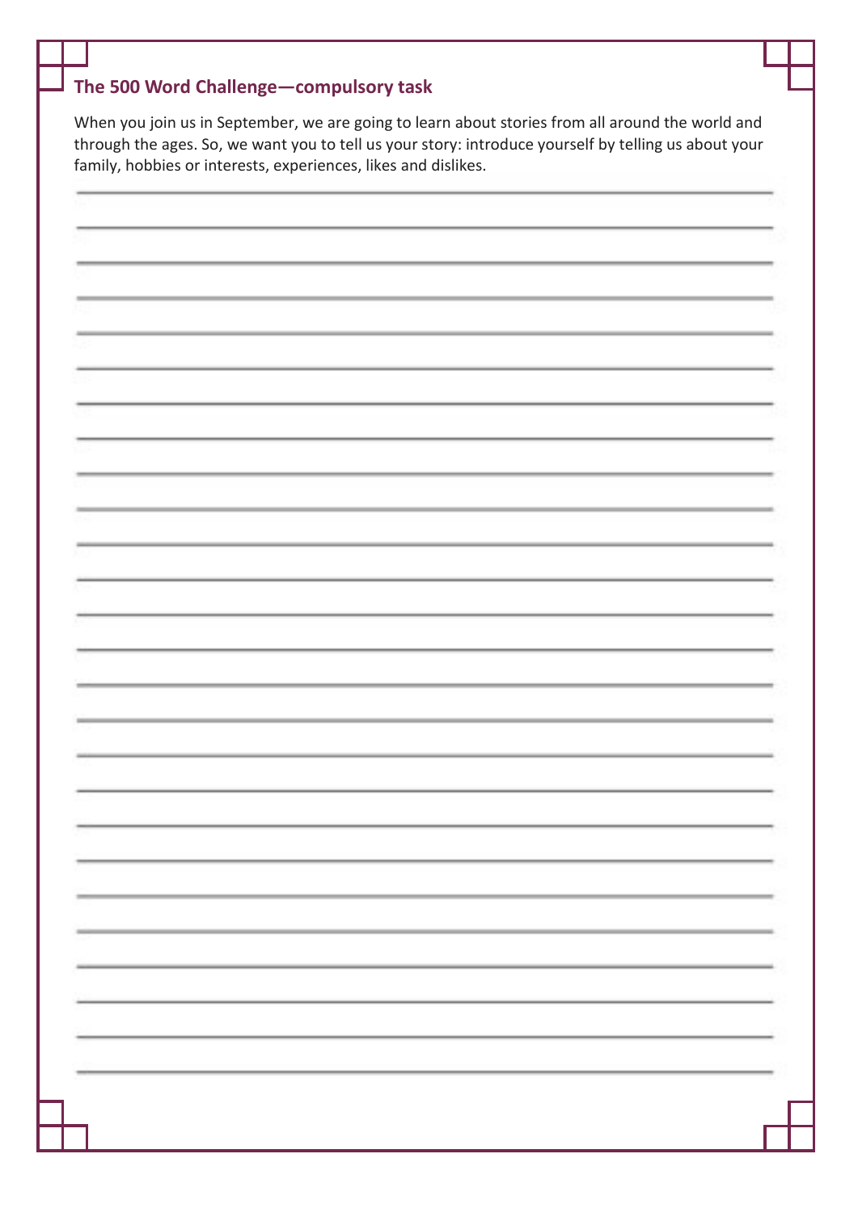## The 500 Word Challenge—compulsory task

When you join us in September, we are going to learn about stories from all around the world and through the ages. So, we want you to tell us your story: introduce yourself by telling us about your family, hobbies or interests, experiences, likes and dislikes.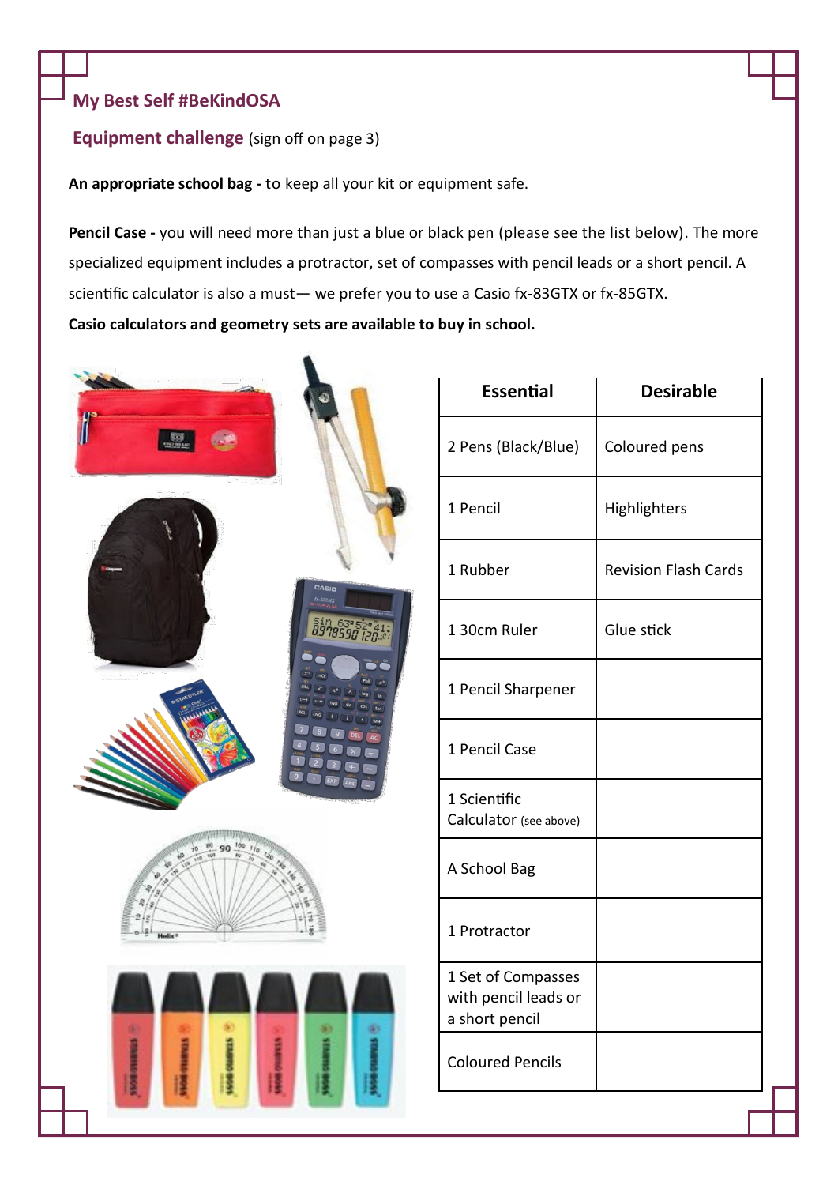## My Best Self #BeKindOSA

**Equipment challenge** (sign off on page 3)

**An appropriate school bag -** to keep all your kit or equipment safe.

**Pencil Case -** you will need more than just a blue or black pen (please see the list below). The more specialized equipment includes a protractor, set of compasses with pencil leads or a short pencil. A scientific calculator is also a must— we prefer you to use a Casio fx-83GTX or fx-85GTX.

**Casio calculators and geometry sets are available to buy in school.**

| Essential | Desirable |
| --- | --- |
| 2 Pens (Black/Blue) | Coloured pens |
| 1 Pencil | Highlighters |
| 1 Rubber | Revision Flash Cards |
| 1 30cm Ruler | Glue stick |
| 1 Pencil Sharpener | |
| 1 Pencil Case | |
| 1 Scientific Calculator (see above) | |
| A School Bag | |
| 1 Protractor | |
| 1 Set of Compasses with pencil leads or a short pencil | |
| Coloured Pencils | |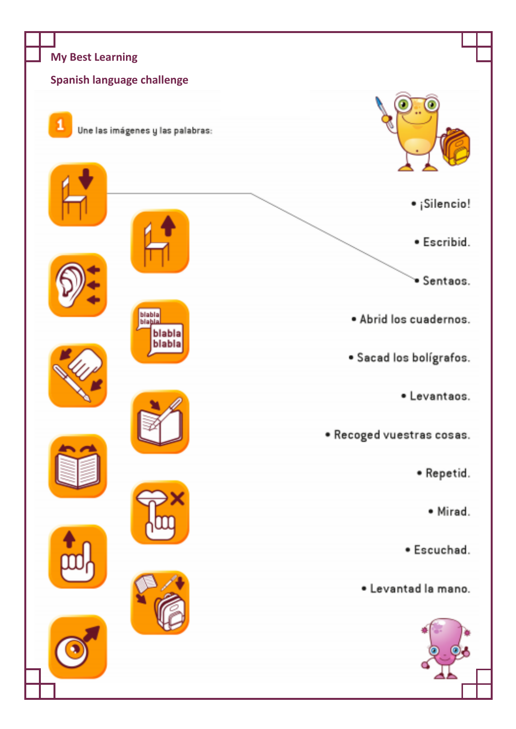**My Best Learning**

**Spanish language challenge**

1 Une las imágenes y las palabras:

blabla
blabla
blabla
blabla

- ¡Silencio!
- Escribid.
- Sentaos.
- Abrid los cuadernos.
- Sacad los bolígrafos.
- Levantaos.
- Recoged vuestras cosas.
- Repetid.
- Mirad.
- Escuchad.
- Levantad la mano.